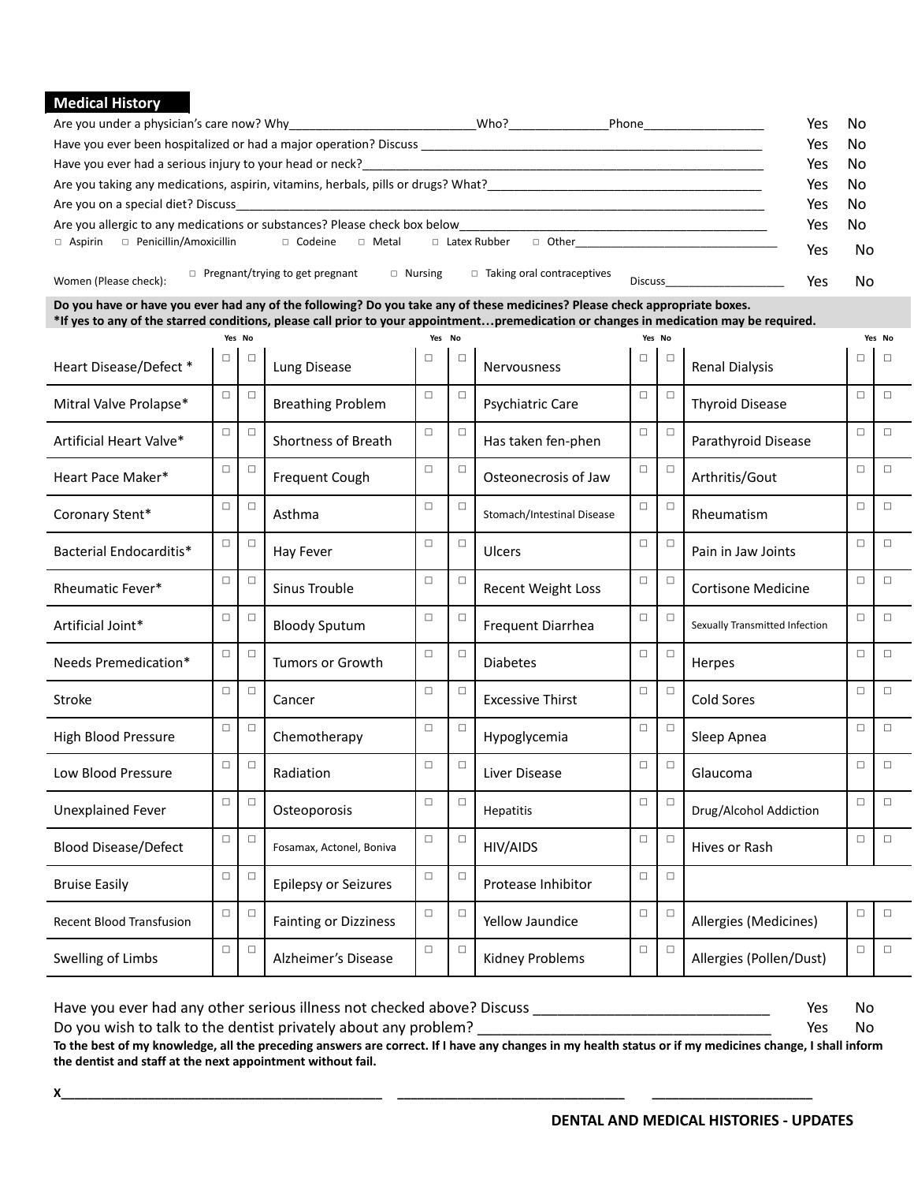## Medical History

| | Yes | No |
|---|---|---|
| Are you under a physician's care now? Why___________________________Who?______________Phone_________________ | Yes | No |
| Have you ever been hospitalized or had a major operation? Discuss ____________________________________________________ | Yes | No |
| Have you ever had a serious injury to your head or neck?_____________________________________________________________ | Yes | No |
| Are you taking any medications, aspirin, vitamins, herbals, pills or drugs? What?__________________________________________ | Yes | No |
| Are you on a special diet? Discuss_________________________________________________________________________________ | Yes | No |
| Are you allergic to any medications or substances? Please check box below____________________________________________ | Yes | No |
| □ Aspirin □ Penicillin/Amoxicillin □ Codeine □ Metal □ Latex Rubber □ Other________________________________ | Yes | No |
| Women (Please check): □ Pregnant/trying to get pregnant □ Nursing □ Taking oral contraceptives Discuss___________________ | Yes | No |

**Do you have or have you ever had any of the following? Do you take any of these medicines? Please check appropriate boxes.**
***If yes to any of the starred conditions, please call prior to your appointment…premedication or changes in medication may be required.**

| | Yes | No | | Yes | No | | Yes | No | | Yes | No |
|---|---|---|---|---|---|---|---|---|---|---|---|
| Heart Disease/Defect * | □ | □ | Lung Disease | □ | □ | Nervousness | □ | □ | Renal Dialysis | □ | □ |
| Mitral Valve Prolapse* | □ | □ | Breathing Problem | □ | □ | Psychiatric Care | □ | □ | Thyroid Disease | □ | □ |
| Artificial Heart Valve* | □ | □ | Shortness of Breath | □ | □ | Has taken fen-phen | □ | □ | Parathyroid Disease | □ | □ |
| Heart Pace Maker* | □ | □ | Frequent Cough | □ | □ | Osteonecrosis of Jaw | □ | □ | Arthritis/Gout | □ | □ |
| Coronary Stent* | □ | □ | Asthma | □ | □ | Stomach/Intestinal Disease | □ | □ | Rheumatism | □ | □ |
| Bacterial Endocarditis* | □ | □ | Hay Fever | □ | □ | Ulcers | □ | □ | Pain in Jaw Joints | □ | □ |
| Rheumatic Fever* | □ | □ | Sinus Trouble | □ | □ | Recent Weight Loss | □ | □ | Cortisone Medicine | □ | □ |
| Artificial Joint* | □ | □ | Bloody Sputum | □ | □ | Frequent Diarrhea | □ | □ | Sexually Transmitted Infection | □ | □ |
| Needs Premedication* | □ | □ | Tumors or Growth | □ | □ | Diabetes | □ | □ | Herpes | □ | □ |
| Stroke | □ | □ | Cancer | □ | □ | Excessive Thirst | □ | □ | Cold Sores | □ | □ |
| High Blood Pressure | □ | □ | Chemotherapy | □ | □ | Hypoglycemia | □ | □ | Sleep Apnea | □ | □ |
| Low Blood Pressure | □ | □ | Radiation | □ | □ | Liver Disease | □ | □ | Glaucoma | □ | □ |
| Unexplained Fever | □ | □ | Osteoporosis | □ | □ | Hepatitis | □ | □ | Drug/Alcohol Addiction | □ | □ |
| Blood Disease/Defect | □ | □ | Fosamax, Actonel, Boniva | □ | □ | HIV/AIDS | □ | □ | Hives or Rash | □ | □ |
| Bruise Easily | □ | □ | Epilepsy or Seizures | □ | □ | Protease Inhibitor | □ | □ | | | |
| Recent Blood Transfusion | □ | □ | Fainting or Dizziness | □ | □ | Yellow Jaundice | □ | □ | Allergies (Medicines) | □ | □ |
| Swelling of Limbs | □ | □ | Alzheimer's Disease | □ | □ | Kidney Problems | □ | □ | Allergies (Pollen/Dust) | □ | □ |

Have you ever had any other serious illness not checked above? Discuss _____________________________ Yes No

Do you wish to talk to the dentist privately about any problem? ____________________________________ Yes No

**To the best of my knowledge, all the preceding answers are correct. If I have any changes in my health status or if my medicines change, I shall inform the dentist and staff at the next appointment without fail.**

**X**___________________________________________ ______________________________ _____________________

**DENTAL AND MEDICAL HISTORIES - UPDATES**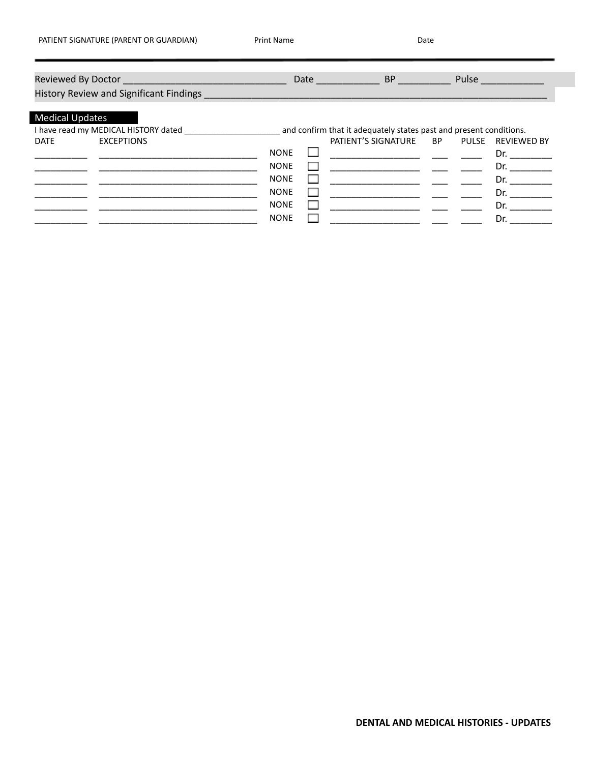PATIENT SIGNATURE (PARENT OR GUARDIAN) Print Name Date

---

Reviewed By Doctor ______________________________ Date ____________ BP __________ Pulse ____________

History Review and Significant Findings ________________________________________________________________

## Medical Updates

I have read my MEDICAL HISTORY dated _____________________ and confirm that it adequately states past and present conditions.

| DATE | EXCEPTIONS | | | PATIENT'S SIGNATURE | BP | PULSE | REVIEWED BY |
|---|---|---|---|---|---|---|---|
| __________ | ________________________________ | NONE | ☐ | __________________ | ___ | ____ | Dr. ________ |
| __________ | ________________________________ | NONE | ☐ | __________________ | ___ | ____ | Dr. ________ |
| __________ | ________________________________ | NONE | ☐ | __________________ | ___ | ____ | Dr. ________ |
| __________ | ________________________________ | NONE | ☐ | __________________ | ___ | ____ | Dr. ________ |
| __________ | ________________________________ | NONE | ☐ | __________________ | ___ | ____ | Dr. ________ |
| __________ | ________________________________ | NONE | ☐ | __________________ | ___ | ____ | Dr. ________ |

**DENTAL AND MEDICAL HISTORIES - UPDATES**